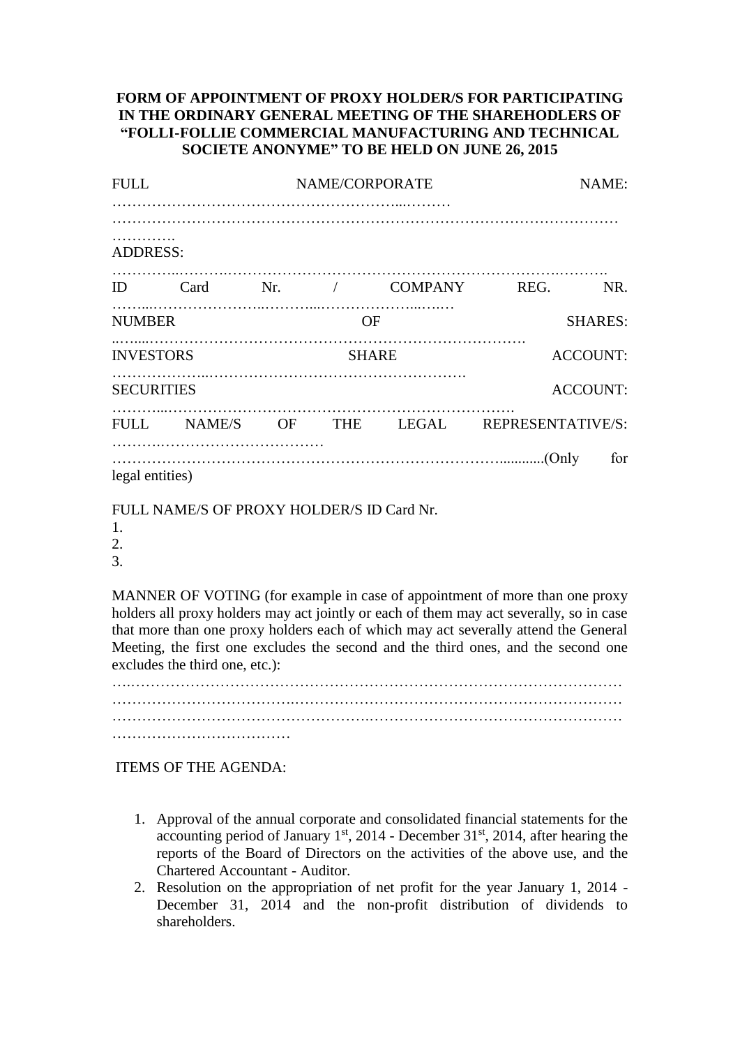**FORM OF APPOINTMENT OF PROXY HOLDER/S FOR PARTICIPATING IN THE ORDINARY GENERAL MEETING OF THE SHAREHODLERS OF "FOLLI-FOLLIE COMMERCIAL MANUFACTURING AND TECHNICAL SOCIETE ANONYME" TO BE HELD ON JUNE 26, 2015**

FULL NAME/CORPORATE NAME: ……………………………………………………...………
……………………………………………………………………………………………
………….

ADDRESS:
…………..……….…………………………………………………………….……….

ID Card Nr. / COMPANY REG. NR. ……...…………………..………...………………...….…

NUMBER OF SHARES: ..…....…………………………………………………………………….

INVESTORS SHARE ACCOUNT: ………………...……………………………………………….

SECURITIES ACCOUNT: ………...……………………………………………………………….

FULL NAME/S OF THE LEGAL REPRESENTATIVE/S: ……….……………………………
…………………………………………………………………….............(Only for legal entities)

FULL NAME/S OF PROXY HOLDER/S ID Card Nr.

1.
2.
3.

MANNER OF VOTING (for example in case of appointment of more than one proxy holders all proxy holders may act jointly or each of them may act severally, so in case that more than one proxy holders each of which may act severally attend the General Meeting, the first one excludes the second and the third ones, and the second one excludes the third one, etc.):

…..……………………………………………………………………………………
………………………………..………………………………………………………
……………………………………………..…………………………………………
………………………………

ITEMS OF THE AGENDA:

1. Approval of the annual corporate and consolidated financial statements for the accounting period of January 1st, 2014 - December 31st, 2014, after hearing the reports of the Board of Directors on the activities of the above use, and the Chartered Accountant - Auditor.
2. Resolution on the appropriation of net profit for the year January 1, 2014 - December 31, 2014 and the non-profit distribution of dividends to shareholders.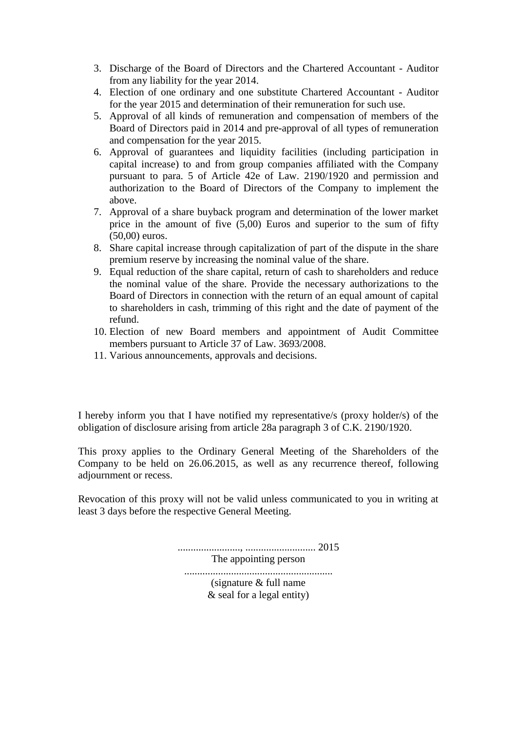3. Discharge of the Board of Directors and the Chartered Accountant - Auditor from any liability for the year 2014.
4. Election of one ordinary and one substitute Chartered Accountant - Auditor for the year 2015 and determination of their remuneration for such use.
5. Approval of all kinds of remuneration and compensation of members of the Board of Directors paid in 2014 and pre-approval of all types of remuneration and compensation for the year 2015.
6. Approval of guarantees and liquidity facilities (including participation in capital increase) to and from group companies affiliated with the Company pursuant to para. 5 of Article 42e of Law. 2190/1920 and permission and authorization to the Board of Directors of the Company to implement the above.
7. Approval of a share buyback program and determination of the lower market price in the amount of five (5,00) Euros and superior to the sum of fifty (50,00) euros.
8. Share capital increase through capitalization of part of the dispute in the share premium reserve by increasing the nominal value of the share.
9. Equal reduction of the share capital, return of cash to shareholders and reduce the nominal value of the share. Provide the necessary authorizations to the Board of Directors in connection with the return of an equal amount of capital to shareholders in cash, trimming of this right and the date of payment of the refund.
10. Election of new Board members and appointment of Audit Committee members pursuant to Article 37 of Law. 3693/2008.
11. Various announcements, approvals and decisions.

I hereby inform you that I have notified my representative/s (proxy holder/s) of the obligation of disclosure arising from article 28a paragraph 3 of C.K. 2190/1920.

This proxy applies to the Ordinary General Meeting of the Shareholders of the Company to be held on 26.06.2015, as well as any recurrence thereof, following adjournment or recess.

Revocation of this proxy will not be valid unless communicated to you in writing at least 3 days before the respective General Meeting.

........................, ........................... 2015

The appointing person

.........................................................

(signature & full name

& seal for a legal entity)